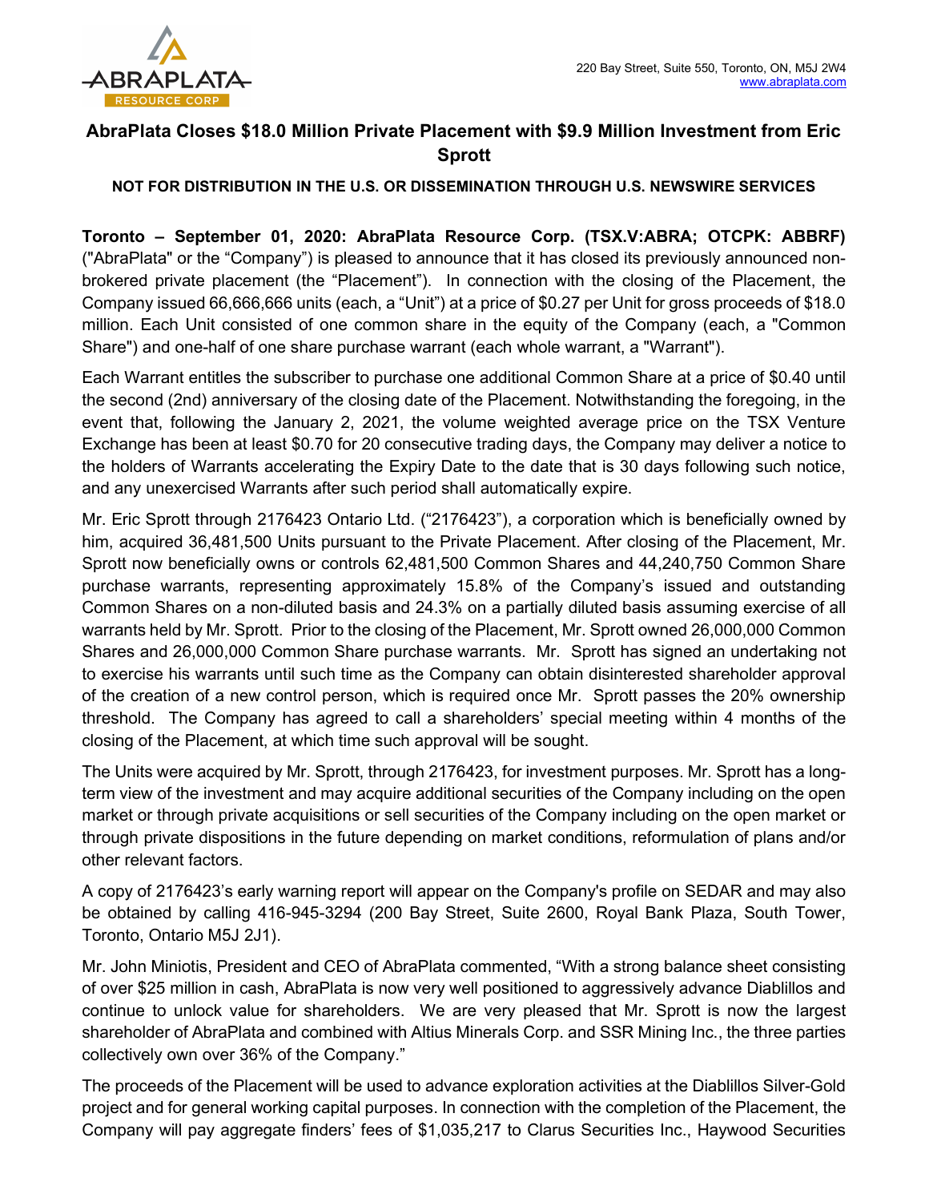220 Bay Street, Suite 550, Toronto, ON, M5J 2W4
www.abraplata.com

# AbraPlata Closes $18.0 Million Private Placement with $9.9 Million Investment from Eric Sprott

**NOT FOR DISTRIBUTION IN THE U.S. OR DISSEMINATION THROUGH U.S. NEWSWIRE SERVICES**

**Toronto – September 01, 2020: AbraPlata Resource Corp. (TSX.V:ABRA; OTCPK: ABBRF)** ("AbraPlata" or the "Company") is pleased to announce that it has closed its previously announced non-brokered private placement (the "Placement"). In connection with the closing of the Placement, the Company issued 66,666,666 units (each, a "Unit") at a price of $0.27 per Unit for gross proceeds of $18.0 million. Each Unit consisted of one common share in the equity of the Company (each, a "Common Share") and one-half of one share purchase warrant (each whole warrant, a "Warrant").

Each Warrant entitles the subscriber to purchase one additional Common Share at a price of $0.40 until the second (2nd) anniversary of the closing date of the Placement. Notwithstanding the foregoing, in the event that, following the January 2, 2021, the volume weighted average price on the TSX Venture Exchange has been at least $0.70 for 20 consecutive trading days, the Company may deliver a notice to the holders of Warrants accelerating the Expiry Date to the date that is 30 days following such notice, and any unexercised Warrants after such period shall automatically expire.

Mr. Eric Sprott through 2176423 Ontario Ltd. ("2176423"), a corporation which is beneficially owned by him, acquired 36,481,500 Units pursuant to the Private Placement. After closing of the Placement, Mr. Sprott now beneficially owns or controls 62,481,500 Common Shares and 44,240,750 Common Share purchase warrants, representing approximately 15.8% of the Company's issued and outstanding Common Shares on a non-diluted basis and 24.3% on a partially diluted basis assuming exercise of all warrants held by Mr. Sprott. Prior to the closing of the Placement, Mr. Sprott owned 26,000,000 Common Shares and 26,000,000 Common Share purchase warrants. Mr. Sprott has signed an undertaking not to exercise his warrants until such time as the Company can obtain disinterested shareholder approval of the creation of a new control person, which is required once Mr. Sprott passes the 20% ownership threshold. The Company has agreed to call a shareholders' special meeting within 4 months of the closing of the Placement, at which time such approval will be sought.

The Units were acquired by Mr. Sprott, through 2176423, for investment purposes. Mr. Sprott has a long-term view of the investment and may acquire additional securities of the Company including on the open market or through private acquisitions or sell securities of the Company including on the open market or through private dispositions in the future depending on market conditions, reformulation of plans and/or other relevant factors.

A copy of 2176423's early warning report will appear on the Company's profile on SEDAR and may also be obtained by calling 416-945-3294 (200 Bay Street, Suite 2600, Royal Bank Plaza, South Tower, Toronto, Ontario M5J 2J1).

Mr. John Miniotis, President and CEO of AbraPlata commented, "With a strong balance sheet consisting of over $25 million in cash, AbraPlata is now very well positioned to aggressively advance Diablillos and continue to unlock value for shareholders. We are very pleased that Mr. Sprott is now the largest shareholder of AbraPlata and combined with Altius Minerals Corp. and SSR Mining Inc., the three parties collectively own over 36% of the Company."

The proceeds of the Placement will be used to advance exploration activities at the Diablillos Silver-Gold project and for general working capital purposes. In connection with the completion of the Placement, the Company will pay aggregate finders' fees of $1,035,217 to Clarus Securities Inc., Haywood Securities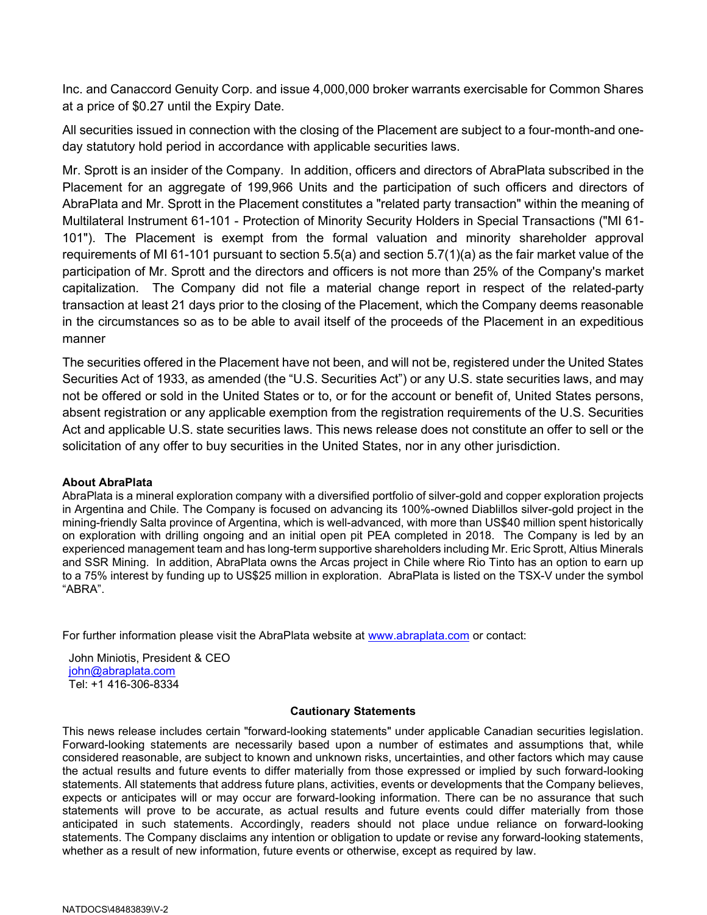Inc. and Canaccord Genuity Corp. and issue 4,000,000 broker warrants exercisable for Common Shares at a price of $0.27 until the Expiry Date.

All securities issued in connection with the closing of the Placement are subject to a four-month-and one-day statutory hold period in accordance with applicable securities laws.

Mr. Sprott is an insider of the Company. In addition, officers and directors of AbraPlata subscribed in the Placement for an aggregate of 199,966 Units and the participation of such officers and directors of AbraPlata and Mr. Sprott in the Placement constitutes a "related party transaction" within the meaning of Multilateral Instrument 61-101 - Protection of Minority Security Holders in Special Transactions ("MI 61-101"). The Placement is exempt from the formal valuation and minority shareholder approval requirements of MI 61-101 pursuant to section 5.5(a) and section 5.7(1)(a) as the fair market value of the participation of Mr. Sprott and the directors and officers is not more than 25% of the Company's market capitalization. The Company did not file a material change report in respect of the related-party transaction at least 21 days prior to the closing of the Placement, which the Company deems reasonable in the circumstances so as to be able to avail itself of the proceeds of the Placement in an expeditious manner

The securities offered in the Placement have not been, and will not be, registered under the United States Securities Act of 1933, as amended (the "U.S. Securities Act") or any U.S. state securities laws, and may not be offered or sold in the United States or to, or for the account or benefit of, United States persons, absent registration or any applicable exemption from the registration requirements of the U.S. Securities Act and applicable U.S. state securities laws. This news release does not constitute an offer to sell or the solicitation of any offer to buy securities in the United States, nor in any other jurisdiction.

**About AbraPlata**

AbraPlata is a mineral exploration company with a diversified portfolio of silver-gold and copper exploration projects in Argentina and Chile. The Company is focused on advancing its 100%-owned Diablillos silver-gold project in the mining-friendly Salta province of Argentina, which is well-advanced, with more than US$40 million spent historically on exploration with drilling ongoing and an initial open pit PEA completed in 2018. The Company is led by an experienced management team and has long-term supportive shareholders including Mr. Eric Sprott, Altius Minerals and SSR Mining. In addition, AbraPlata owns the Arcas project in Chile where Rio Tinto has an option to earn up to a 75% interest by funding up to US$25 million in exploration. AbraPlata is listed on the TSX-V under the symbol "ABRA".

For further information please visit the AbraPlata website at www.abraplata.com or contact:

John Miniotis, President & CEO
john@abraplata.com
Tel: +1 416-306-8334

**Cautionary Statements**

This news release includes certain "forward-looking statements" under applicable Canadian securities legislation. Forward-looking statements are necessarily based upon a number of estimates and assumptions that, while considered reasonable, are subject to known and unknown risks, uncertainties, and other factors which may cause the actual results and future events to differ materially from those expressed or implied by such forward-looking statements. All statements that address future plans, activities, events or developments that the Company believes, expects or anticipates will or may occur are forward-looking information. There can be no assurance that such statements will prove to be accurate, as actual results and future events could differ materially from those anticipated in such statements. Accordingly, readers should not place undue reliance on forward-looking statements. The Company disclaims any intention or obligation to update or revise any forward-looking statements, whether as a result of new information, future events or otherwise, except as required by law.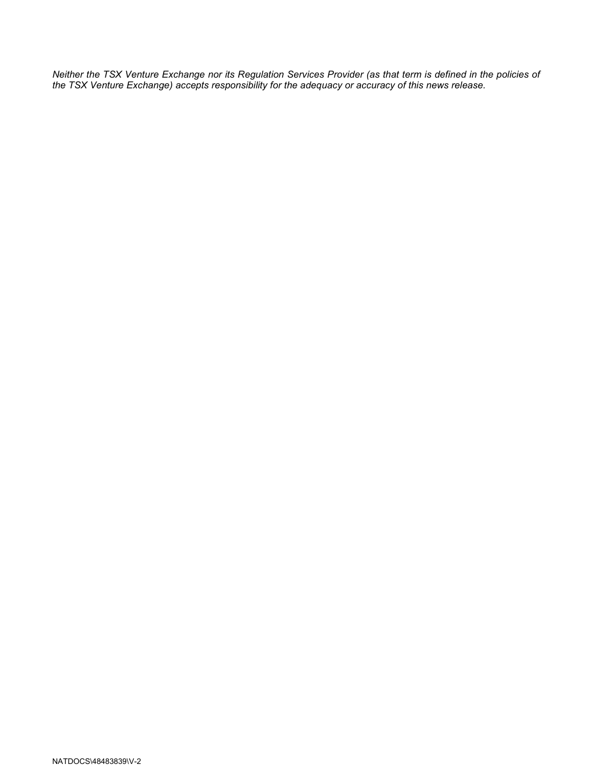*Neither the TSX Venture Exchange nor its Regulation Services Provider (as that term is defined in the policies of the TSX Venture Exchange) accepts responsibility for the adequacy or accuracy of this news release.*

NATDOCS\48483839\V-2